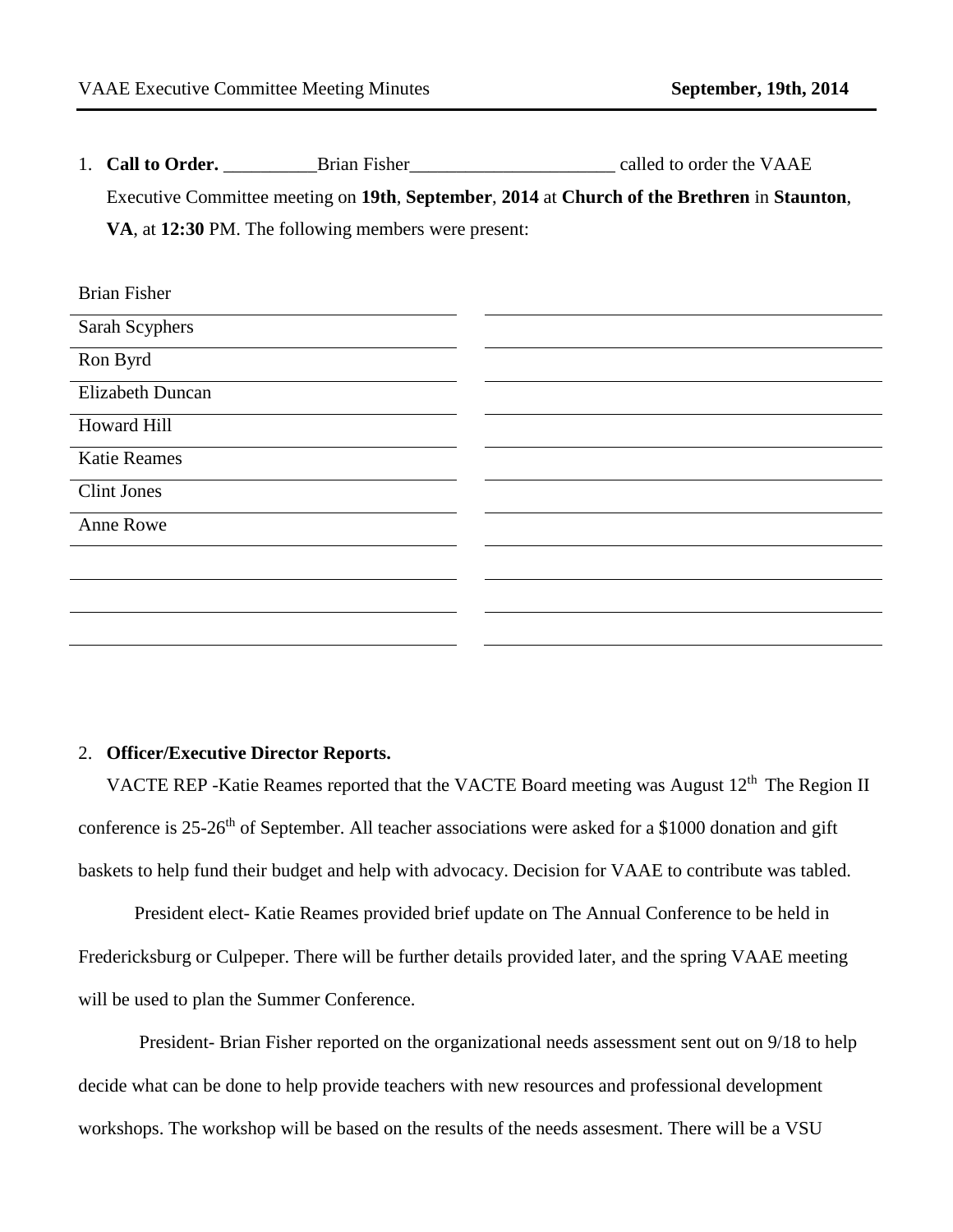VAAE Executive Committee Meeting Minutes **September, 19th, 2014**

1. **Call to Order.** __________Brian Fisher______________________ called to order the VAAE Executive Committee meeting on **19th**, **September**, **2014** at **Church of the Brethren** in **Staunton**, **VA**, at **12:30** PM. The following members were present:

| | |
|---|---|
| Brian Fisher | |
| Sarah Scyphers | |
| Ron Byrd | |
| Elizabeth Duncan | |
| Howard Hill | |
| Katie Reames | |
| Clint Jones | |
| Anne Rowe | |
| | |
| | |
| | |

2. **Officer/Executive Director Reports.**

VACTE REP -Katie Reames reported that the VACTE Board meeting was August 12th The Region II conference is 25-26th of September. All teacher associations were asked for a $1000 donation and gift baskets to help fund their budget and help with advocacy. Decision for VAAE to contribute was tabled.

President elect- Katie Reames provided brief update on The Annual Conference to be held in Fredericksburg or Culpeper. There will be further details provided later, and the spring VAAE meeting will be used to plan the Summer Conference.

President- Brian Fisher reported on the organizational needs assessment sent out on 9/18 to help decide what can be done to help provide teachers with new resources and professional development workshops. The workshop will be based on the results of the needs assesment. There will be a VSU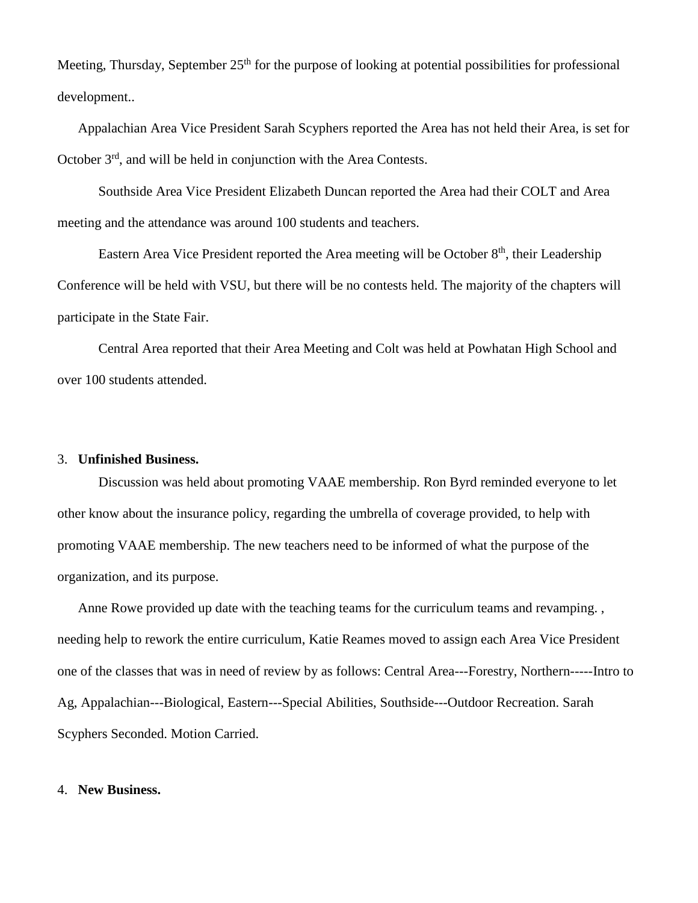Meeting, Thursday, September 25th for the purpose of looking at potential possibilities for professional development..

Appalachian Area Vice President Sarah Scyphers reported the Area has not held their Area, is set for October 3rd, and will be held in conjunction with the Area Contests.

Southside Area Vice President Elizabeth Duncan reported the Area had their COLT and Area meeting and the attendance was around 100 students and teachers.

Eastern Area Vice President reported the Area meeting will be October 8th, their Leadership Conference will be held with VSU, but there will be no contests held. The majority of the chapters will participate in the State Fair.

Central Area reported that their Area Meeting and Colt was held at Powhatan High School and over 100 students attended.

3. **Unfinished Business.**

Discussion was held about promoting VAAE membership. Ron Byrd reminded everyone to let other know about the insurance policy, regarding the umbrella of coverage provided, to help with promoting VAAE membership. The new teachers need to be informed of what the purpose of the organization, and its purpose.

Anne Rowe provided up date with the teaching teams for the curriculum teams and revamping. , needing help to rework the entire curriculum, Katie Reames moved to assign each Area Vice President one of the classes that was in need of review by as follows: Central Area---Forestry, Northern-----Intro to Ag, Appalachian---Biological, Eastern---Special Abilities, Southside---Outdoor Recreation. Sarah Scyphers Seconded. Motion Carried.

4. **New Business.**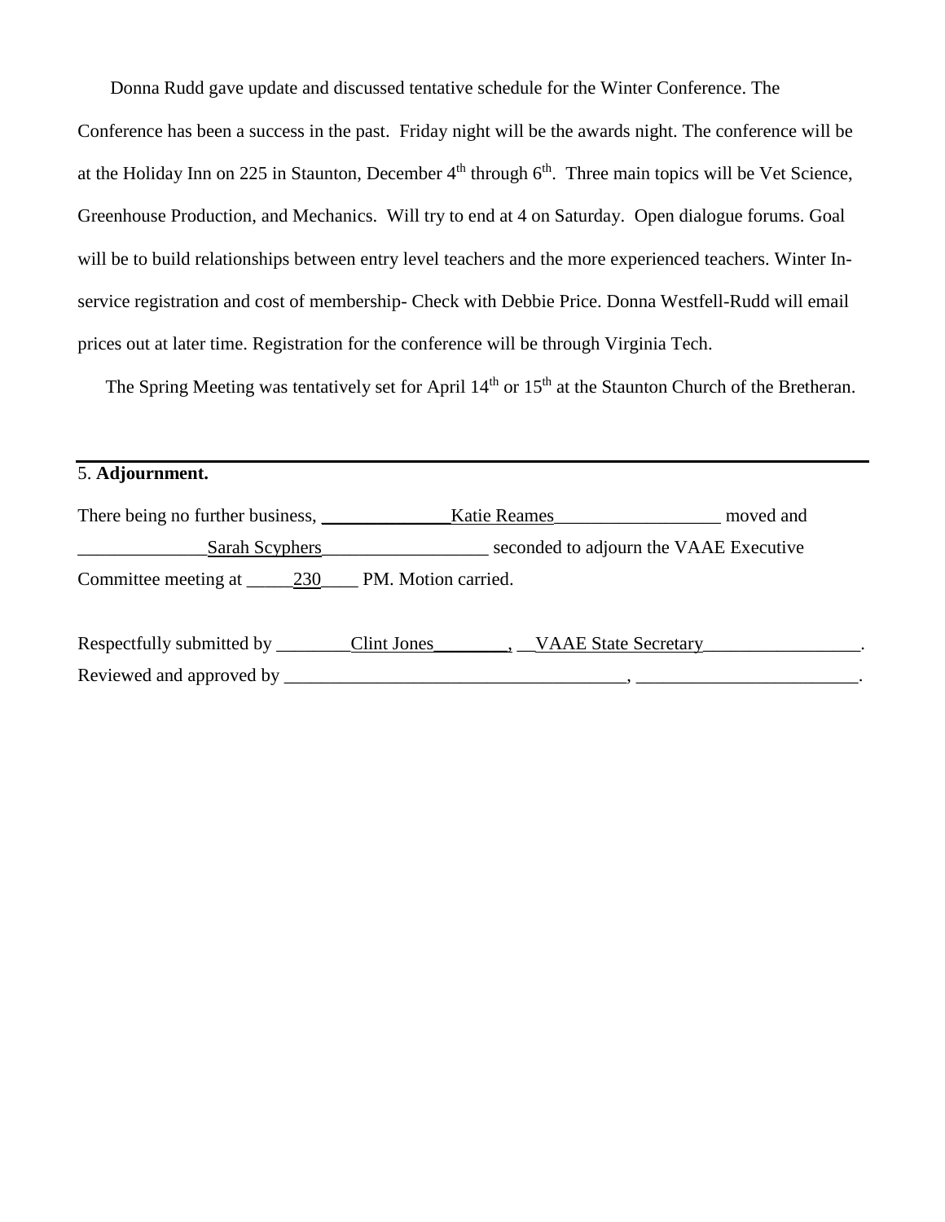Donna Rudd gave update and discussed tentative schedule for the Winter Conference. The Conference has been a success in the past. Friday night will be the awards night. The conference will be at the Holiday Inn on 225 in Staunton, December 4th through 6th. Three main topics will be Vet Science, Greenhouse Production, and Mechanics. Will try to end at 4 on Saturday. Open dialogue forums. Goal will be to build relationships between entry level teachers and the more experienced teachers. Winter In-service registration and cost of membership- Check with Debbie Price. Donna Westfell-Rudd will email prices out at later time. Registration for the conference will be through Virginia Tech.

The Spring Meeting was tentatively set for April 14th or 15th at the Staunton Church of the Bretheran.

---

5. **Adjournment.**

There being no further business, ______________Katie Reames__________________ moved and ______________Sarah Scyphers__________________ seconded to adjourn the VAAE Executive Committee meeting at _____230____ PM. Motion carried.

Respectfully submitted by ________Clint Jones________, __VAAE State Secretary_________________.
Reviewed and approved by _____________________________________, ________________________.